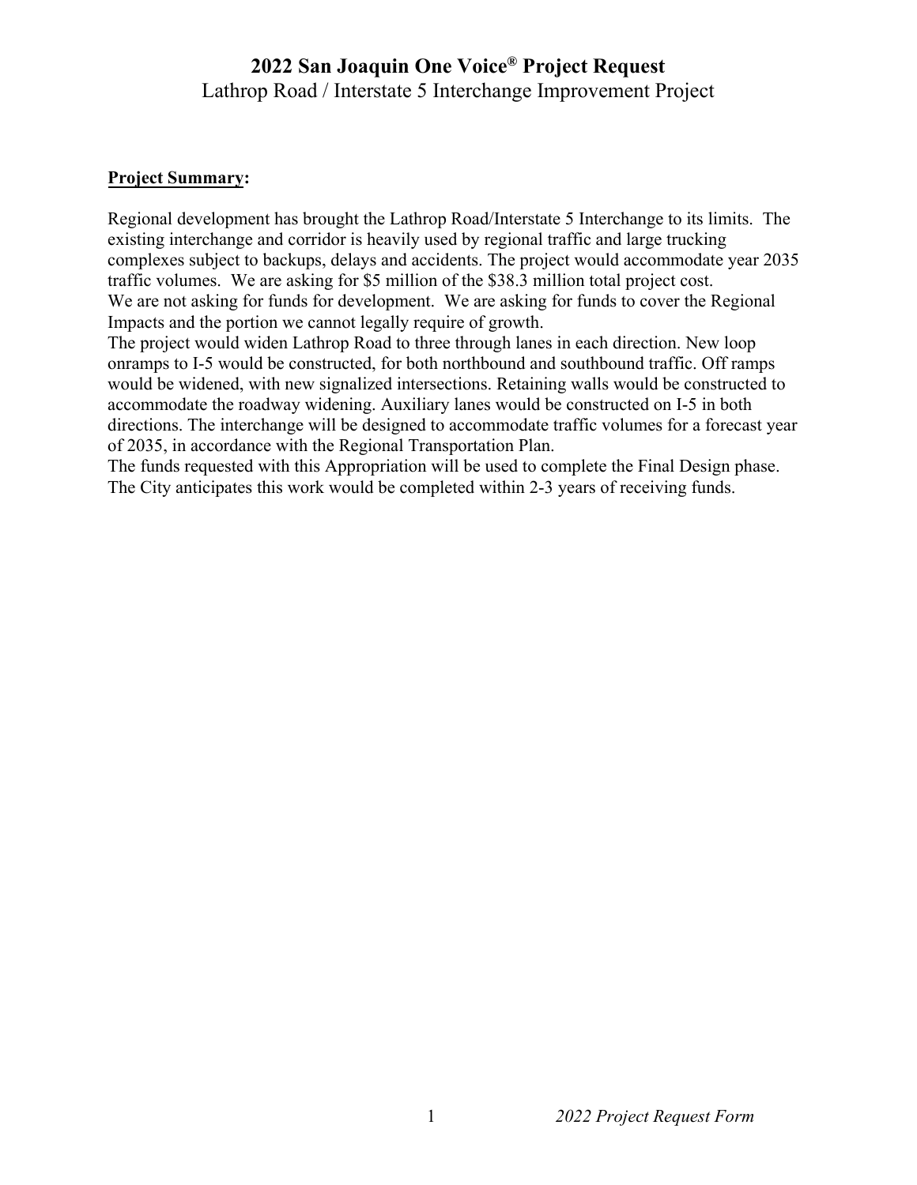# 2022 San Joaquin One Voice® Project Request

## Lathrop Road / Interstate 5 Interchange Improvement Project

**<u>Project Summary</u>:**

Regional development has brought the Lathrop Road/Interstate 5 Interchange to its limits. The existing interchange and corridor is heavily used by regional traffic and large trucking complexes subject to backups, delays and accidents. The project would accommodate year 2035 traffic volumes. We are asking for $5 million of the $38.3 million total project cost.
We are not asking for funds for development. We are asking for funds to cover the Regional Impacts and the portion we cannot legally require of growth.
The project would widen Lathrop Road to three through lanes in each direction. New loop onramps to I-5 would be constructed, for both northbound and southbound traffic. Off ramps would be widened, with new signalized intersections. Retaining walls would be constructed to accommodate the roadway widening. Auxiliary lanes would be constructed on I-5 in both directions. The interchange will be designed to accommodate traffic volumes for a forecast year of 2035, in accordance with the Regional Transportation Plan.
The funds requested with this Appropriation will be used to complete the Final Design phase. The City anticipates this work would be completed within 2-3 years of receiving funds.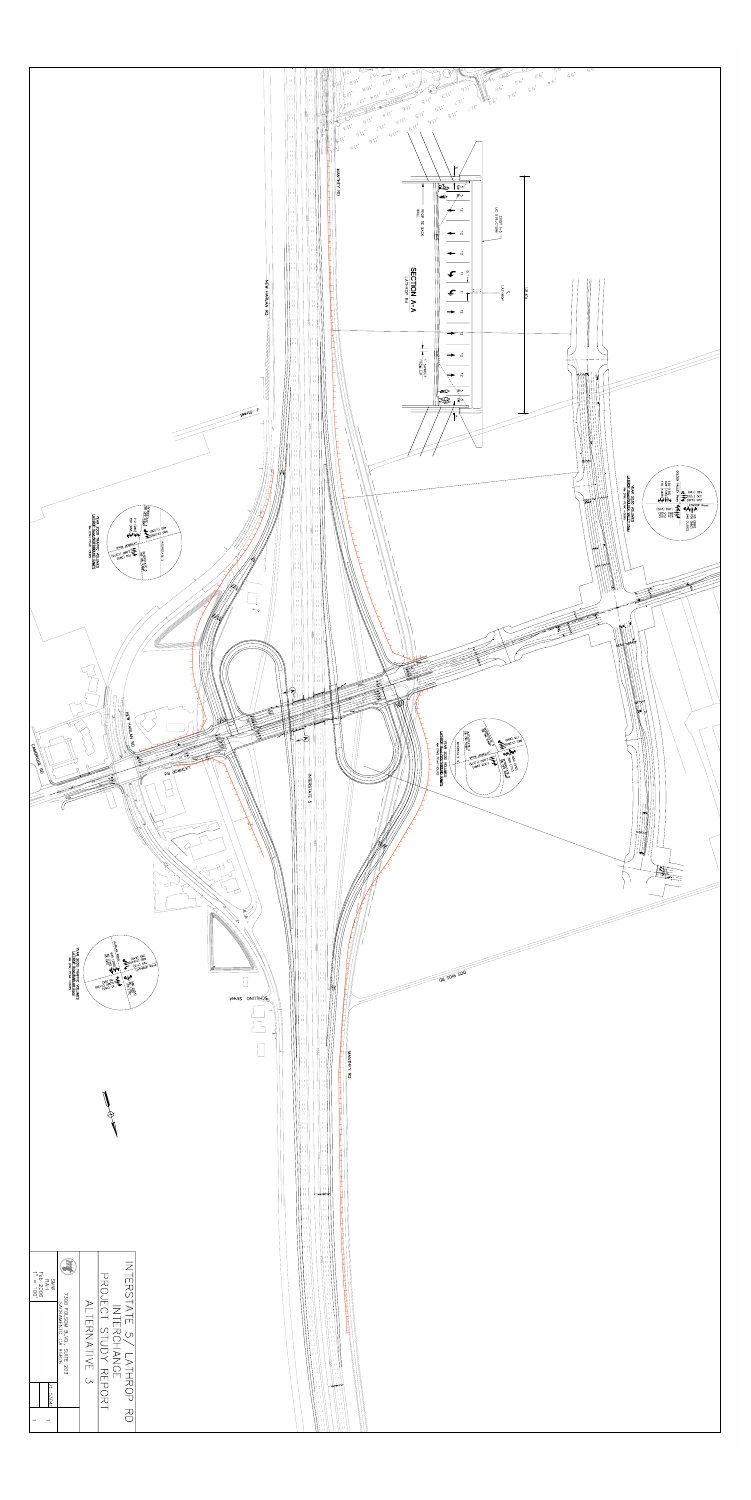# INTERSTATE 5/ LATHROP RD INTERCHANGE

## PROJECT STUDY REPORT

### ALTERNATIVE 3

SECTION A-A

LATHROP RD

INTERSTATE 5

NEW HARLAN RD

MANTHEY RD

OLD SOHN RD

CHRISTOPHER DRIVE

LATHROP RD

HARLAN RD